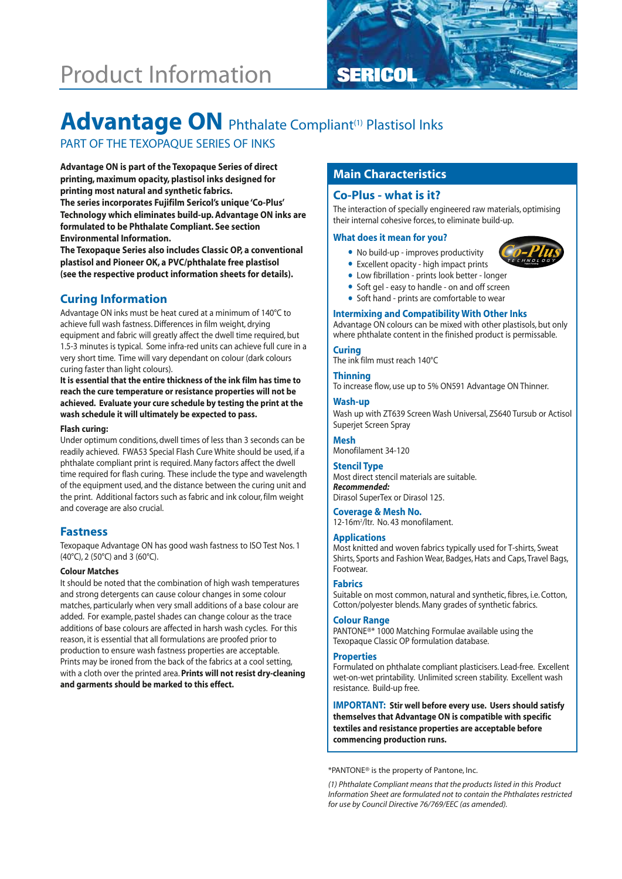# Product Information

SERICOL

# Advantage ON Phthalate Compliant[1] Plastisol Inks

PART OF THE TEXOPAQUE SERIES OF INKS

**Advantage ON is part of the Texopaque Series of direct printing, maximum opacity, plastisol inks designed for printing most natural and synthetic fabrics.**
**The series incorporates Fujifilm Sericol's unique 'Co-Plus' Technology which eliminates build-up. Advantage ON inks are formulated to be Phthalate Compliant. See section Environmental Information.**
**The Texopaque Series also includes Classic OP, a conventional plastisol and Pioneer OK, a PVC/phthalate free plastisol (see the respective product information sheets for details).**

## Curing Information

Advantage ON inks must be heat cured at a minimum of 140°C to achieve full wash fastness. Differences in film weight, drying equipment and fabric will greatly affect the dwell time required, but 1.5-3 minutes is typical. Some infra-red units can achieve full cure in a very short time. Time will vary dependant on colour (dark colours curing faster than light colours).
**It is essential that the entire thickness of the ink film has time to reach the cure temperature or resistance properties will not be achieved. Evaluate your cure schedule by testing the print at the wash schedule it will ultimately be expected to pass.**

**Flash curing:**
Under optimum conditions, dwell times of less than 3 seconds can be readily achieved. FWA53 Special Flash Cure White should be used, if a phthalate compliant print is required. Many factors affect the dwell time required for flash curing. These include the type and wavelength of the equipment used, and the distance between the curing unit and the print. Additional factors such as fabric and ink colour, film weight and coverage are also crucial.

## Fastness

Texopaque Advantage ON has good wash fastness to ISO Test Nos. 1 (40°C), 2 (50°C) and 3 (60°C).

**Colour Matches**
It should be noted that the combination of high wash temperatures and strong detergents can cause colour changes in some colour matches, particularly when very small additions of a base colour are added. For example, pastel shades can change colour as the trace additions of base colours are affected in harsh wash cycles. For this reason, it is essential that all formulations are proofed prior to production to ensure wash fastness properties are acceptable.
Prints may be ironed from the back of the fabrics at a cool setting, with a cloth over the printed area. **Prints will not resist dry-cleaning and garments should be marked to this effect.**

## Main Characteristics

### Co-Plus - what is it?

The interaction of specially engineered raw materials, optimising their internal cohesive forces, to eliminate build-up.

### What does it mean for you?

Co-Plus TECHNOLOGY

- No build-up - improves productivity
- Excellent opacity - high impact prints
- Low fibrillation - prints look better - longer
- Soft gel - easy to handle - on and off screen
- Soft hand - prints are comfortable to wear

### Intermixing and Compatibility With Other Inks

Advantage ON colours can be mixed with other plastisols, but only where phthalate content in the finished product is permissable.

### Curing

The ink film must reach 140°C

### Thinning

To increase flow, use up to 5% ON591 Advantage ON Thinner.

### Wash-up

Wash up with ZT639 Screen Wash Universal, ZS640 Tursub or Actisol Superjet Screen Spray

### Mesh

Monofilament 34-120

### Stencil Type

Most direct stencil materials are suitable.
***Recommended:***
Dirasol SuperTex or Dirasol 125.

### Coverage & Mesh No.

12-16m$^2$/ltr. No. 43 monofilament.

### Applications

Most knitted and woven fabrics typically used for T-shirts, Sweat Shirts, Sports and Fashion Wear, Badges, Hats and Caps, Travel Bags, Footwear.

### Fabrics

Suitable on most common, natural and synthetic, fibres, i.e. Cotton, Cotton/polyester blends. Many grades of synthetic fabrics.

### Colour Range

PANTONE®* 1000 Matching Formulae available using the Texopaque Classic OP formulation database.

### Properties

Formulated on phthalate compliant plasticisers. Lead-free. Excellent wet-on-wet printability. Unlimited screen stability. Excellent wash resistance. Build-up free.

**IMPORTANT: Stir well before every use. Users should satisfy themselves that Advantage ON is compatible with specific textiles and resistance properties are acceptable before commencing production runs.**

*PANTONE® is the property of Pantone, Inc.

*(1) Phthalate Compliant means that the products listed in this Product Information Sheet are formulated not to contain the Phthalates restricted for use by Council Directive 76/769/EEC (as amended).*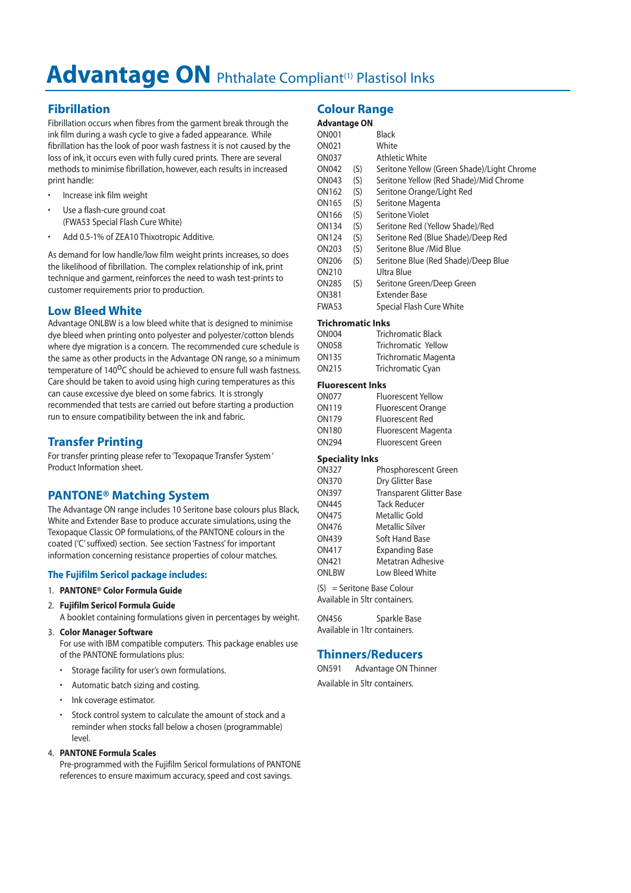# Advantage ON Phthalate Compliant[1] Plastisol Inks

## Fibrillation

Fibrillation occurs when fibres from the garment break through the ink film during a wash cycle to give a faded appearance. While fibrillation has the look of poor wash fastness it is not caused by the loss of ink, it occurs even with fully cured prints. There are several methods to minimise fibrillation, however, each results in increased print handle:

- Increase ink film weight
- Use a flash-cure ground coat (FWA53 Special Flash Cure White)
- Add 0.5-1% of ZEA10 Thixotropic Additive.

As demand for low handle/low film weight prints increases, so does the likelihood of fibrillation. The complex relationship of ink, print technique and garment, reinforces the need to wash test-prints to customer requirements prior to production.

## Low Bleed White

Advantage ONLBW is a low bleed white that is designed to minimise dye bleed when printing onto polyester and polyester/cotton blends where dye migration is a concern. The recommended cure schedule is the same as other products in the Advantage ON range, so a minimum temperature of 140°C should be achieved to ensure full wash fastness. Care should be taken to avoid using high curing temperatures as this can cause excessive dye bleed on some fabrics. It is strongly recommended that tests are carried out before starting a production run to ensure compatibility between the ink and fabric.

## Transfer Printing

For transfer printing please refer to 'Texopaque Transfer System' Product Information sheet.

## PANTONE® Matching System

The Advantage ON range includes 10 Seritone base colours plus Black, White and Extender Base to produce accurate simulations, using the Texopaque Classic OP formulations, of the PANTONE colours in the coated ('C' suffixed) section. See section 'Fastness' for important information concerning resistance properties of colour matches.

### The Fujifilm Sericol package includes:

1. **PANTONE® Color Formula Guide**
2. **Fujifilm Sericol Formula Guide**
   A booklet containing formulations given in percentages by weight.
3. **Color Manager Software**
   For use with IBM compatible computers. This package enables use of the PANTONE formulations plus:
   - Storage facility for user's own formulations.
   - Automatic batch sizing and costing.
   - Ink coverage estimator.
   - Stock control system to calculate the amount of stock and a reminder when stocks fall below a chosen (programmable) level.
4. **PANTONE Formula Scales**
   Pre-programmed with the Fujifilm Sericol formulations of PANTONE references to ensure maximum accuracy, speed and cost savings.

## Colour Range

**Advantage ON**

| | | |
|---|---|---|
| ON001 | | Black |
| ON021 | | White |
| ON037 | | Athletic White |
| ON042 | (S) | Seritone Yellow (Green Shade)/Light Chrome |
| ON043 | (S) | Seritone Yellow (Red Shade)/Mid Chrome |
| ON162 | (S) | Seritone Orange/Light Red |
| ON165 | (S) | Seritone Magenta |
| ON166 | (S) | Seritone Violet |
| ON134 | (S) | Seritone Red (Yellow Shade)/Red |
| ON124 | (S) | Seritone Red (Blue Shade)/Deep Red |
| ON203 | (S) | Seritone Blue /Mid Blue |
| ON206 | (S) | Seritone Blue (Red Shade)/Deep Blue |
| ON210 | | Ultra Blue |
| ON285 | (S) | Seritone Green/Deep Green |
| ON381 | | Extender Base |
| FWA53 | | Special Flash Cure White |

**Trichromatic Inks**

| | |
|---|---|
| ON004 | Trichromatic Black |
| ON058 | Trichromatic Yellow |
| ON135 | Trichromatic Magenta |
| ON215 | Trichromatic Cyan |

**Fluorescent Inks**

| | |
|---|---|
| ON077 | Fluorescent Yellow |
| ON119 | Fluorescent Orange |
| ON179 | Fluorescent Red |
| ON180 | Fluorescent Magenta |
| ON294 | Fluorescent Green |

**Speciality Inks**

| | |
|---|---|
| ON327 | Phosphorescent Green |
| ON370 | Dry Glitter Base |
| ON397 | Transparent Glitter Base |
| ON445 | Tack Reducer |
| ON475 | Metallic Gold |
| ON476 | Metallic Silver |
| ON439 | Soft Hand Base |
| ON417 | Expanding Base |
| ON421 | Metatran Adhesive |
| ONLBW | Low Bleed White |

(S) = Seritone Base Colour
Available in 5ltr containers.

ON456 Sparkle Base
Available in 1ltr containers.

## Thinners/Reducers

ON591 Advantage ON Thinner

Available in 5ltr containers.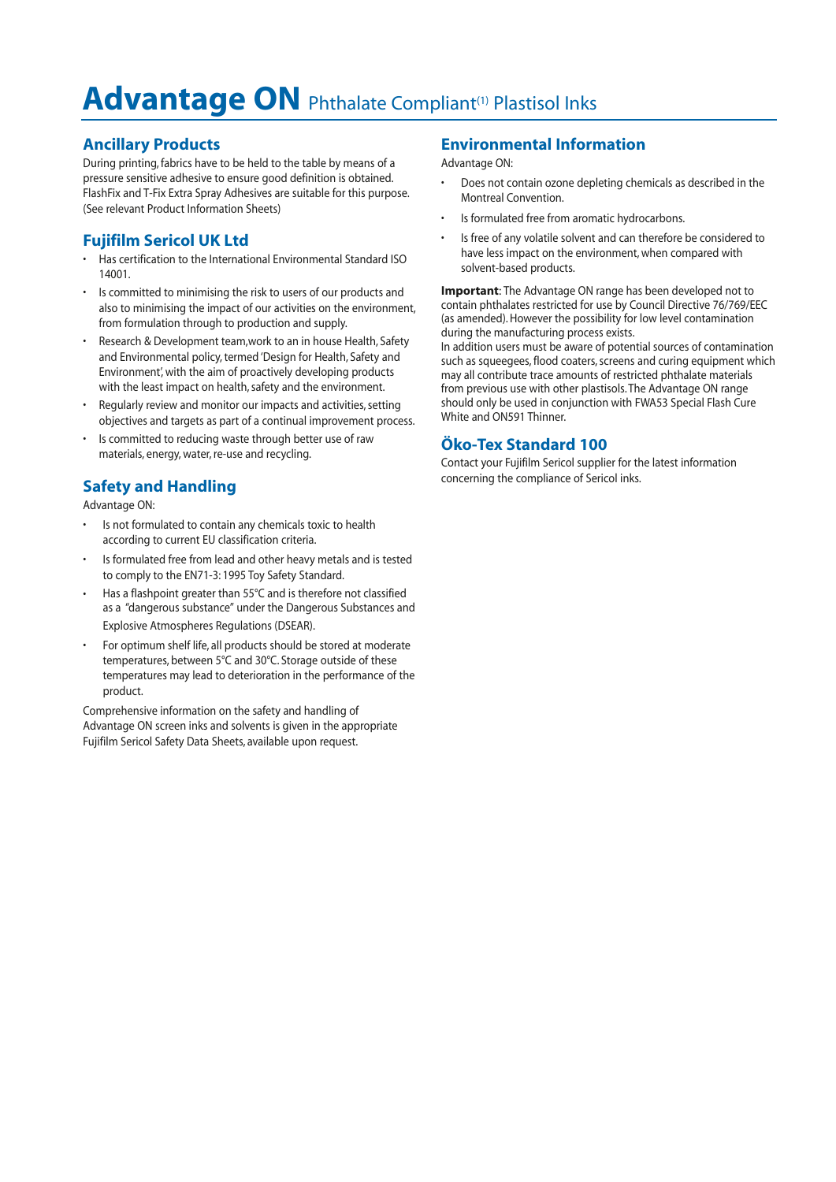# Advantage ON Phthalate Compliant[(1)] Plastisol Inks

## Ancillary Products

During printing, fabrics have to be held to the table by means of a pressure sensitive adhesive to ensure good definition is obtained. FlashFix and T-Fix Extra Spray Adhesives are suitable for this purpose. (See relevant Product Information Sheets)

## Fujifilm Sericol UK Ltd

- Has certification to the International Environmental Standard ISO 14001.
- Is committed to minimising the risk to users of our products and also to minimising the impact of our activities on the environment, from formulation through to production and supply.
- Research & Development team,work to an in house Health, Safety and Environmental policy, termed 'Design for Health, Safety and Environment', with the aim of proactively developing products with the least impact on health, safety and the environment.
- Regularly review and monitor our impacts and activities, setting objectives and targets as part of a continual improvement process.
- Is committed to reducing waste through better use of raw materials, energy, water, re-use and recycling.

## Safety and Handling

Advantage ON:

- Is not formulated to contain any chemicals toxic to health according to current EU classification criteria.
- Is formulated free from lead and other heavy metals and is tested to comply to the EN71-3: 1995 Toy Safety Standard.
- Has a flashpoint greater than 55°C and is therefore not classified as a "dangerous substance" under the Dangerous Substances and Explosive Atmospheres Regulations (DSEAR).
- For optimum shelf life, all products should be stored at moderate temperatures, between 5°C and 30°C. Storage outside of these temperatures may lead to deterioration in the performance of the product.

Comprehensive information on the safety and handling of Advantage ON screen inks and solvents is given in the appropriate Fujifilm Sericol Safety Data Sheets, available upon request.

## Environmental Information

Advantage ON:

- Does not contain ozone depleting chemicals as described in the Montreal Convention.
- Is formulated free from aromatic hydrocarbons.
- Is free of any volatile solvent and can therefore be considered to have less impact on the environment, when compared with solvent-based products.

**Important**: The Advantage ON range has been developed not to contain phthalates restricted for use by Council Directive 76/769/EEC (as amended). However the possibility for low level contamination during the manufacturing process exists.
In addition users must be aware of potential sources of contamination such as squeegees, flood coaters, screens and curing equipment which may all contribute trace amounts of restricted phthalate materials from previous use with other plastisols. The Advantage ON range should only be used in conjunction with FWA53 Special Flash Cure White and ON591 Thinner.

## Öko-Tex Standard 100

Contact your Fujifilm Sericol supplier for the latest information concerning the compliance of Sericol inks.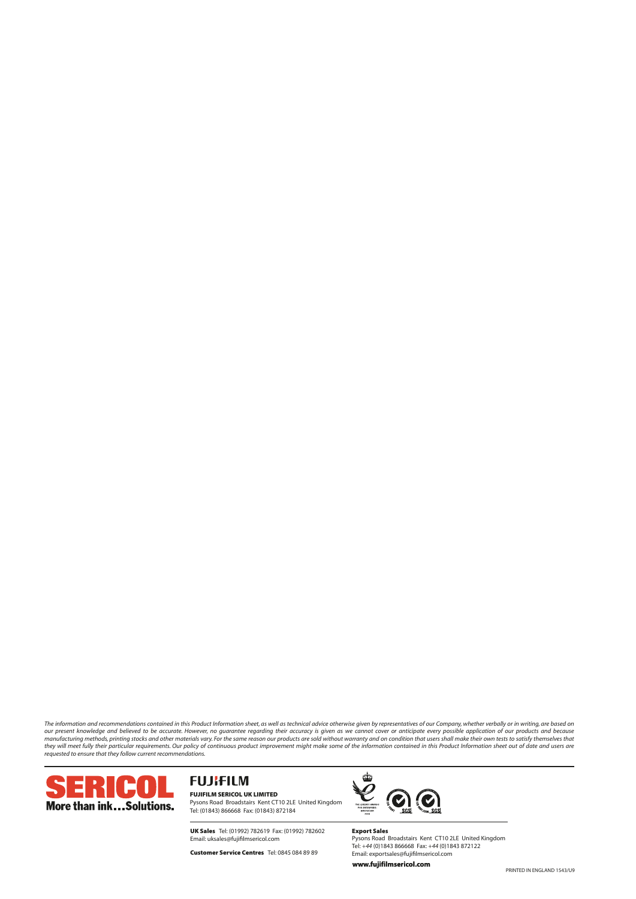*The information and recommendations contained in this Product Information sheet, as well as technical advice otherwise given by representatives of our Company, whether verbally or in writing, are based on our present knowledge and believed to be accurate. However, no guarantee regarding their accuracy is given as we cannot cover or anticipate every possible application of our products and because manufacturing methods, printing stocks and other materials vary. For the same reason our products are sold without warranty and on condition that users shall make their own tests to satisfy themselves that they will meet fully their particular requirements. Our policy of continuous product improvement might make some of the information contained in this Product Information sheet out of date and users are requested to ensure that they follow current recommendations.*

**SERICOL**
More than ink…Solutions.

FUJIFILM

**FUJIFILM SERICOL UK LIMITED**
Pysons Road Broadstairs Kent CT10 2LE United Kingdom
Tel: (01843) 866668 Fax: (01843) 872184

**UK Sales** Tel: (01992) 782619 Fax: (01992) 782602
Email: uksales@fujifilmsericol.com

**Customer Service Centres** Tel: 0845 084 89 89

**Export Sales**
Pysons Road Broadstairs Kent CT10 2LE United Kingdom
Tel: +44 (0)1843 866668 Fax: +44 (0)1843 872122
Email: exportsales@fujifilmsericol.com

**www.fujifilmsericol.com**

PRINTED IN ENGLAND 1543/U9